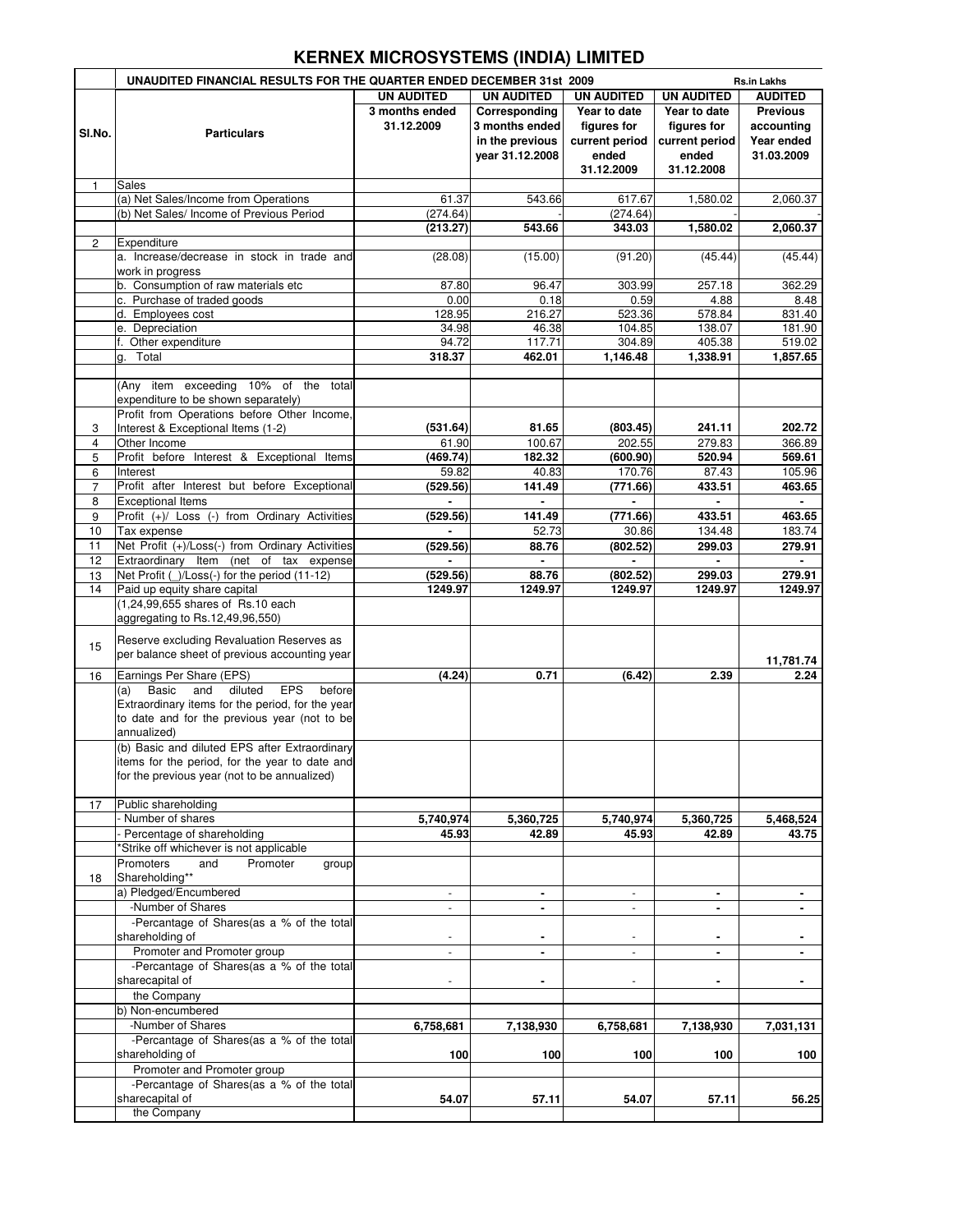# KERNEX MICROSYSTEMS (INDIA) LIMITED

| Sl.No. | UNAUDITED FINANCIAL RESULTS FOR THE QUARTER ENDED DECEMBER 31st 2009 Particulars | UN AUDITED 3 months ended 31.12.2009 | UN AUDITED Corresponding 3 months ended in the previous year 31.12.2008 | UN AUDITED Year to date figures for current period ended 31.12.2009 | UN AUDITED Year to date figures for current period ended 31.12.2008 | Rs.in Lakhs AUDITED Previous accounting Year ended 31.03.2009 |
|---|---|---|---|---|---|---|
| 1 | Sales | | | | | |
| | (a) Net Sales/Income from Operations | 61.37 | 543.66 | 617.67 | 1,580.02 | 2,060.37 |
| | (b) Net Sales/ Income of Previous Period | (274.64) | - | (274.64) | - | - |
| | | **(213.27)** | **543.66** | **343.03** | **1,580.02** | **2,060.37** |
| 2 | Expenditure | | | | | |
| | a. Increase/decrease in stock in trade and work in progress | (28.08) | (15.00) | (91.20) | (45.44) | (45.44) |
| | b. Consumption of raw materials etc | 87.80 | 96.47 | 303.99 | 257.18 | 362.29 |
| | c. Purchase of traded goods | 0.00 | 0.18 | 0.59 | 4.88 | 8.48 |
| | d. Employees cost | 128.95 | 216.27 | 523.36 | 578.84 | 831.40 |
| | e. Depreciation | 34.98 | 46.38 | 104.85 | 138.07 | 181.90 |
| | f. Other expenditure | 94.72 | 117.71 | 304.89 | 405.38 | 519.02 |
| | g. Total | **318.37** | **462.01** | **1,146.48** | **1,338.91** | **1,857.65** |
| | (Any item exceeding 10% of the total expenditure to be shown separately) | | | | | |
| 3 | Profit from Operations before Other Income, Interest & Exceptional Items (1-2) | **(531.64)** | **81.65** | **(803.45)** | **241.11** | **202.72** |
| 4 | Other Income | 61.90 | 100.67 | 202.55 | 279.83 | 366.89 |
| 5 | Profit before Interest & Exceptional Items | **(469.74)** | **182.32** | **(600.90)** | **520.94** | **569.61** |
| 6 | Interest | 59.82 | 40.83 | 170.76 | 87.43 | 105.96 |
| 7 | Profit after Interest but before Exceptional | **(529.56)** | **141.49** | **(771.66)** | **433.51** | **463.65** |
| 8 | Exceptional Items | - | - | - | - | - |
| 9 | Profit (+)/ Loss (-) from Ordinary Activities | **(529.56)** | **141.49** | **(771.66)** | **433.51** | **463.65** |
| 10 | Tax expense | - | 52.73 | 30.86 | 134.48 | 183.74 |
| 11 | Net Profit (+)/Loss(-) from Ordinary Activities | **(529.56)** | **88.76** | **(802.52)** | **299.03** | **279.91** |
| 12 | Extraordinary Item (net of tax expense | - | - | - | - | - |
| 13 | Net Profit (_)/Loss(-) for the period (11-12) | **(529.56)** | **88.76** | **(802.52)** | **299.03** | **279.91** |
| 14 | Paid up equity share capital | **1249.97** | **1249.97** | **1249.97** | **1249.97** | **1249.97** |
| | (1,24,99,655 shares of Rs.10 each aggregating to Rs.12,49,96,550) | | | | | |
| 15 | Reserve excluding Revaluation Reserves as per balance sheet of previous accounting year | | | | | **11,781.74** |
| 16 | Earnings Per Share (EPS) | **(4.24)** | **0.71** | **(6.42)** | **2.39** | **2.24** |
| | (a) Basic and diluted EPS before Extraordinary items for the period, for the year to date and for the previous year (not to be annualized) | | | | | |
| | (b) Basic and diluted EPS after Extraordinary items for the period, for the year to date and for the previous year (not to be annualized) | | | | | |
| 17 | Public shareholding | | | | | |
| | - Number of shares | **5,740,974** | **5,360,725** | **5,740,974** | **5,360,725** | **5,468,524** |
| | - Percentage of shareholding | **45.93** | **42.89** | **45.93** | **42.89** | **43.75** |
| | *Strike off whichever is not applicable | | | | | |
| 18 | Promoters and Promoter group Shareholding** | | | | | |
| | a) Pledged/Encumbered | - | - | - | - | - |
| | -Number of Shares | - | - | - | - | - |
| | -Percantage of Shares(as a % of the total shareholding of | - | - | - | - | - |
| | Promoter and Promoter group | - | - | - | - | - |
| | -Percantage of Shares(as a % of the total sharecapital of | - | - | - | - | - |
| | the Company | | | | | |
| | b) Non-encumbered | | | | | |
| | -Number of Shares | **6,758,681** | **7,138,930** | **6,758,681** | **7,138,930** | **7,031,131** |
| | -Percantage of Shares(as a % of the total shareholding of | **100** | **100** | **100** | **100** | **100** |
| | Promoter and Promoter group | | | | | |
| | -Percantage of Shares(as a % of the total sharecapital of | **54.07** | **57.11** | **54.07** | **57.11** | **56.25** |
| | the Company | | | | | |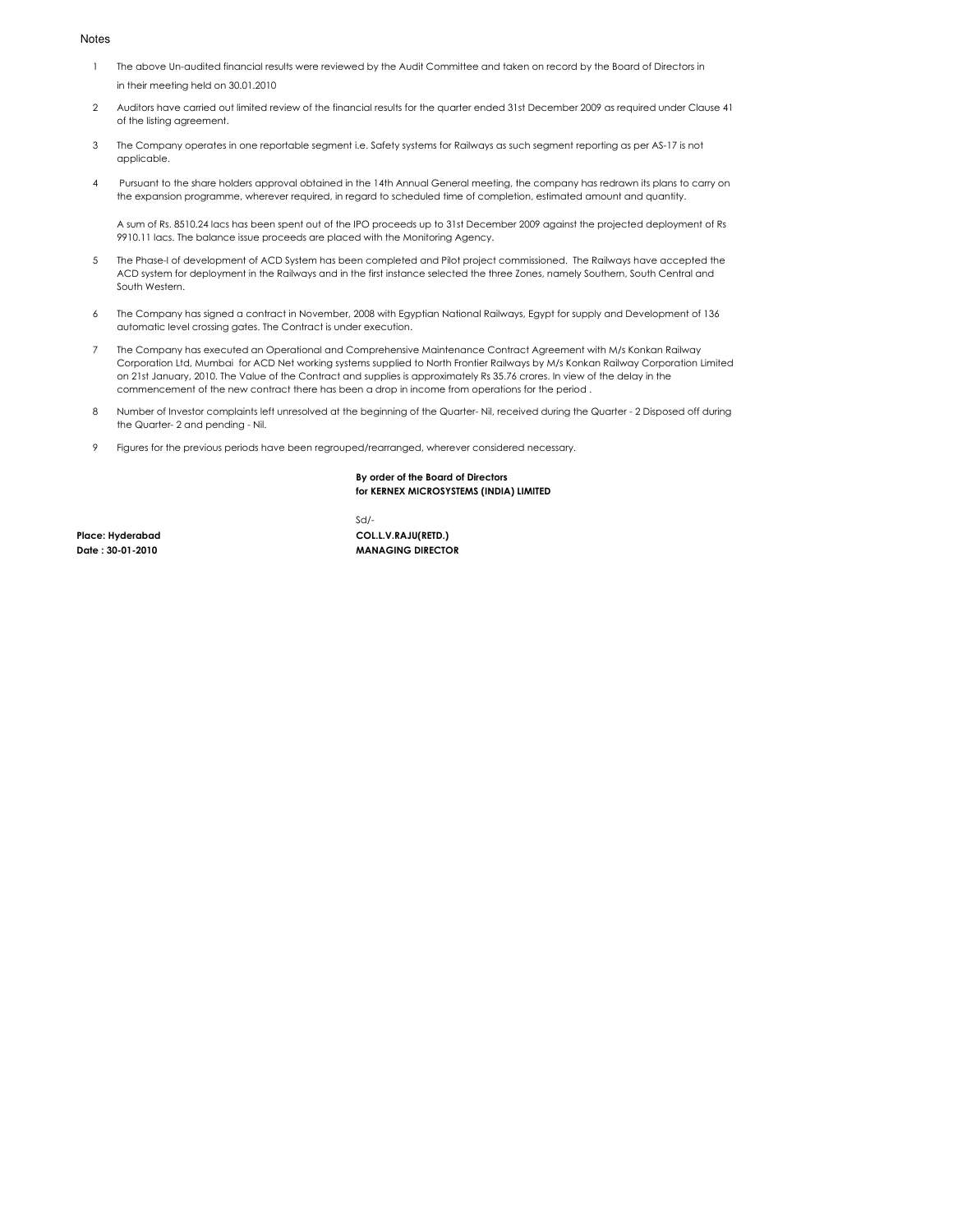Notes

1. The above Un-audited financial results were reviewed by the Audit Committee and taken on record by the Board of Directors in in their meeting held on 30.01.2010

2. Auditors have carried out limited review of the financial results for the quarter ended 31st December 2009 as required under Clause 41 of the listing agreement.

3. The Company operates in one reportable segment i.e. Safety systems for Railways as such segment reporting as per AS-17 is not applicable.

4. Pursuant to the share holders approval obtained in the 14th Annual General meeting, the company has redrawn its plans to carry on the expansion programme, wherever required, in regard to scheduled time of completion, estimated amount and quantity.

   A sum of Rs. 8510.24 lacs has been spent out of the IPO proceeds up to 31st December 2009 against the projected deployment of Rs 9910.11 lacs. The balance issue proceeds are placed with the Monitoring Agency.

5. The Phase-I of development of ACD System has been completed and Pilot project commissioned. The Railways have accepted the ACD system for deployment in the Railways and in the first instance selected the three Zones, namely Southern, South Central and South Western.

6. The Company has signed a contract in November, 2008 with Egyptian National Railways, Egypt for supply and Development of 136 automatic level crossing gates. The Contract is under execution.

7. The Company has executed an Operational and Comprehensive Maintenance Contract Agreement with M/s Konkan Railway Corporation Ltd, Mumbai for ACD Net working systems supplied to North Frontier Railways by M/s Konkan Railway Corporation Limited on 21st January, 2010. The Value of the Contract and supplies is approximately Rs 35.76 crores. In view of the delay in the commencement of the new contract there has been a drop in income from operations for the period .

8. Number of Investor complaints left unresolved at the beginning of the Quarter- Nil, received during the Quarter - 2 Disposed off during the Quarter- 2 and pending - Nil.

9. Figures for the previous periods have been regrouped/rearranged, wherever considered necessary.

**By order of the Board of Directors**
**for KERNEX MICROSYSTEMS (INDIA) LIMITED**

Sd/-

**COL.L.V.RAJU(RETD.)**
**MANAGING DIRECTOR**

**Place: Hyderabad**
**Date : 30-01-2010**